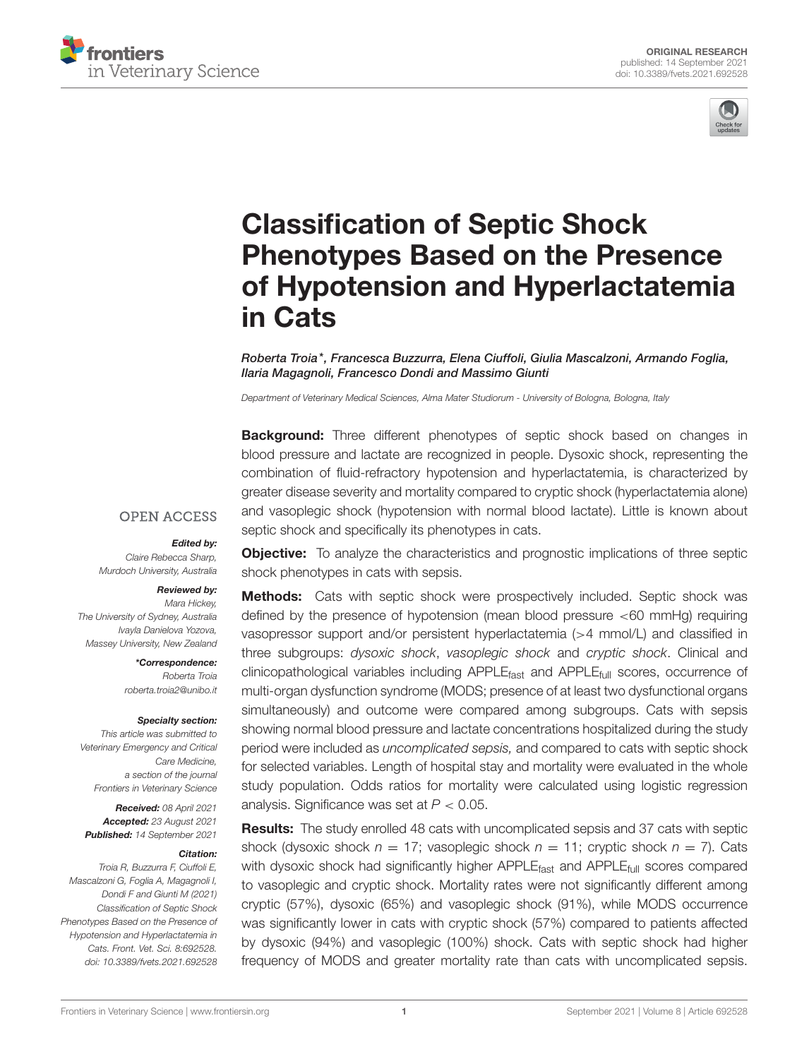ORIGINAL RESEARCH

published: 14 September 2021

doi: 10.3389/fvets.2021.692528

# Classification of Septic Shock Phenotypes Based on the Presence of Hypotension and Hyperlactatemia in Cats

*Roberta Troia\*, Francesca Buzzurra, Elena Ciuffoli, Giulia Mascalzoni, Armando Foglia, Ilaria Magagnoli, Francesco Dondi and Massimo Giunti*

*Department of Veterinary Medical Sciences, Alma Mater Studiorum - University of Bologna, Bologna, Italy*

OPEN ACCESS

***Edited by:***
*Claire Rebecca Sharp, Murdoch University, Australia*

***Reviewed by:***
*Mara Hickey, The University of Sydney, Australia*
*Ivayla Danielova Yozova, Massey University, New Zealand*

***\*Correspondence:***
*Roberta Troia*
*roberta.troia2@unibo.it*

***Specialty section:***
*This article was submitted to Veterinary Emergency and Critical Care Medicine, a section of the journal Frontiers in Veterinary Science*

***Received:*** *08 April 2021*
***Accepted:*** *23 August 2021*
***Published:*** *14 September 2021*

***Citation:***
*Troia R, Buzzurra F, Ciuffoli E, Mascalzoni G, Foglia A, Magagnoli I, Dondi F and Giunti M (2021) Classification of Septic Shock Phenotypes Based on the Presence of Hypotension and Hyperlactatemia in Cats. Front. Vet. Sci. 8:692528. doi: 10.3389/fvets.2021.692528*

**Background:** Three different phenotypes of septic shock based on changes in blood pressure and lactate are recognized in people. Dysoxic shock, representing the combination of fluid-refractory hypotension and hyperlactatemia, is characterized by greater disease severity and mortality compared to cryptic shock (hyperlactatemia alone) and vasoplegic shock (hypotension with normal blood lactate). Little is known about septic shock and specifically its phenotypes in cats.

**Objective:** To analyze the characteristics and prognostic implications of three septic shock phenotypes in cats with sepsis.

**Methods:** Cats with septic shock were prospectively included. Septic shock was defined by the presence of hypotension (mean blood pressure <60 mmHg) requiring vasopressor support and/or persistent hyperlactatemia (>4 mmol/L) and classified in three subgroups: *dysoxic shock*, *vasoplegic shock* and *cryptic shock*. Clinical and clinicopathological variables including $APPLE_{fast}$ and $APPLE_{full}$ scores, occurrence of multi-organ dysfunction syndrome (MODS; presence of at least two dysfunctional organs simultaneously) and outcome were compared among subgroups. Cats with sepsis showing normal blood pressure and lactate concentrations hospitalized during the study period were included as *uncomplicated sepsis,* and compared to cats with septic shock for selected variables. Length of hospital stay and mortality were evaluated in the whole study population. Odds ratios for mortality were calculated using logistic regression analysis. Significance was set at $P < 0.05$.

**Results:** The study enrolled 48 cats with uncomplicated sepsis and 37 cats with septic shock (dysoxic shock $n = 17$; vasoplegic shock $n = 11$; cryptic shock $n = 7$). Cats with dysoxic shock had significantly higher $APPLE_{fast}$ and $APPLE_{full}$ scores compared to vasoplegic and cryptic shock. Mortality rates were not significantly different among cryptic (57%), dysoxic (65%) and vasoplegic shock (91%), while MODS occurrence was significantly lower in cats with cryptic shock (57%) compared to patients affected by dysoxic (94%) and vasoplegic (100%) shock. Cats with septic shock had higher frequency of MODS and greater mortality rate than cats with uncomplicated sepsis.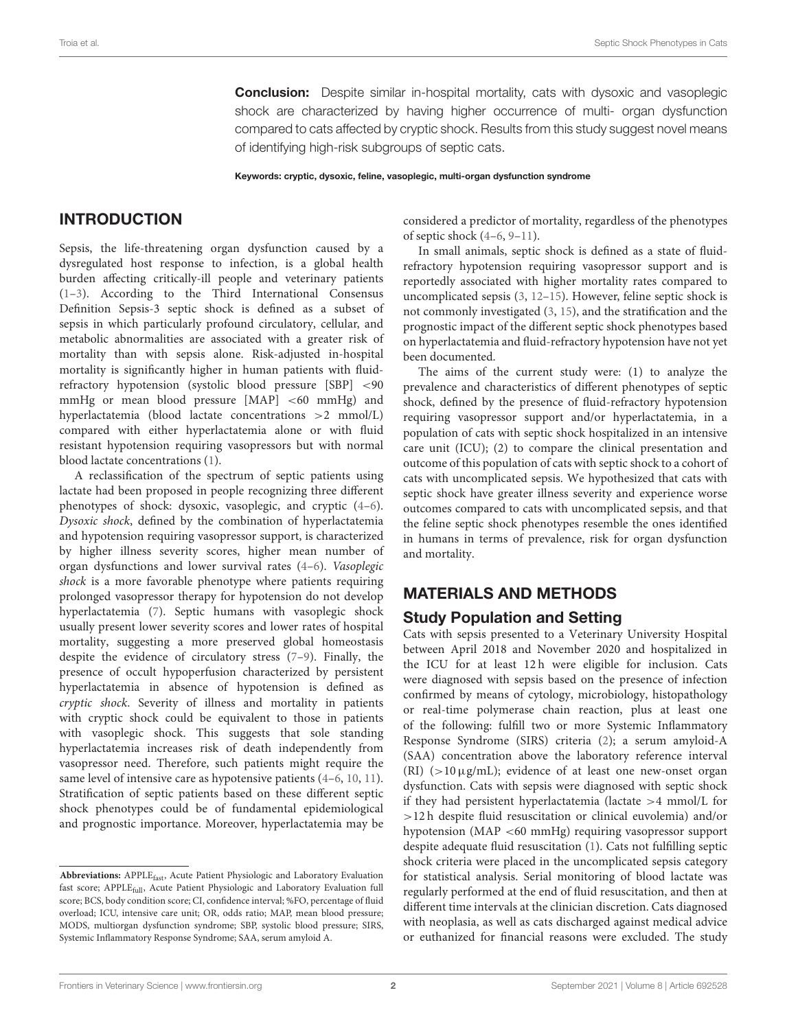**Conclusion:** Despite similar in-hospital mortality, cats with dysoxic and vasoplegic shock are characterized by having higher occurrence of multi- organ dysfunction compared to cats affected by cryptic shock. Results from this study suggest novel means of identifying high-risk subgroups of septic cats.

**Keywords: cryptic, dysoxic, feline, vasoplegic, multi-organ dysfunction syndrome**

## INTRODUCTION

Sepsis, the life-threatening organ dysfunction caused by a dysregulated host response to infection, is a global health burden affecting critically-ill people and veterinary patients (1–3). According to the Third International Consensus Definition Sepsis-3 septic shock is defined as a subset of sepsis in which particularly profound circulatory, cellular, and metabolic abnormalities are associated with a greater risk of mortality than with sepsis alone. Risk-adjusted in-hospital mortality is significantly higher in human patients with fluid-refractory hypotension (systolic blood pressure [SBP] <90 mmHg or mean blood pressure [MAP] <60 mmHg) and hyperlactatemia (blood lactate concentrations >2 mmol/L) compared with either hyperlactatemia alone or with fluid resistant hypotension requiring vasopressors but with normal blood lactate concentrations (1).

A reclassification of the spectrum of septic patients using lactate had been proposed in people recognizing three different phenotypes of shock: dysoxic, vasoplegic, and cryptic (4–6). *Dysoxic shock*, defined by the combination of hyperlactatemia and hypotension requiring vasopressor support, is characterized by higher illness severity scores, higher mean number of organ dysfunctions and lower survival rates (4–6). *Vasoplegic shock* is a more favorable phenotype where patients requiring prolonged vasopressor therapy for hypotension do not develop hyperlactatemia (7). Septic humans with vasoplegic shock usually present lower severity scores and lower rates of hospital mortality, suggesting a more preserved global homeostasis despite the evidence of circulatory stress (7–9). Finally, the presence of occult hypoperfusion characterized by persistent hyperlactatemia in absence of hypotension is defined as *cryptic shock*. Severity of illness and mortality in patients with cryptic shock could be equivalent to those in patients with vasoplegic shock. This suggests that sole standing hyperlactatemia increases risk of death independently from vasopressor need. Therefore, such patients might require the same level of intensive care as hypotensive patients (4–6, 10, 11). Stratification of septic patients based on these different septic shock phenotypes could be of fundamental epidemiological and prognostic importance. Moreover, hyperlactatemia may be considered a predictor of mortality, regardless of the phenotypes of septic shock (4–6, 9–11).

In small animals, septic shock is defined as a state of fluid-refractory hypotension requiring vasopressor support and is reportedly associated with higher mortality rates compared to uncomplicated sepsis (3, 12–15). However, feline septic shock is not commonly investigated (3, 15), and the stratification and the prognostic impact of the different septic shock phenotypes based on hyperlactatemia and fluid-refractory hypotension have not yet been documented.

The aims of the current study were: (1) to analyze the prevalence and characteristics of different phenotypes of septic shock, defined by the presence of fluid-refractory hypotension requiring vasopressor support and/or hyperlactatemia, in a population of cats with septic shock hospitalized in an intensive care unit (ICU); (2) to compare the clinical presentation and outcome of this population of cats with septic shock to a cohort of cats with uncomplicated sepsis. We hypothesized that cats with septic shock have greater illness severity and experience worse outcomes compared to cats with uncomplicated sepsis, and that the feline septic shock phenotypes resemble the ones identified in humans in terms of prevalence, risk for organ dysfunction and mortality.

## MATERIALS AND METHODS

### Study Population and Setting

Cats with sepsis presented to a Veterinary University Hospital between April 2018 and November 2020 and hospitalized in the ICU for at least 12 h were eligible for inclusion. Cats were diagnosed with sepsis based on the presence of infection confirmed by means of cytology, microbiology, histopathology or real-time polymerase chain reaction, plus at least one of the following: fulfill two or more Systemic Inflammatory Response Syndrome (SIRS) criteria (2); a serum amyloid-A (SAA) concentration above the laboratory reference interval (RI) (>10 μg/mL); evidence of at least one new-onset organ dysfunction. Cats with sepsis were diagnosed with septic shock if they had persistent hyperlactatemia (lactate >4 mmol/L for >12 h despite fluid resuscitation or clinical euvolemia) and/or hypotension (MAP <60 mmHg) requiring vasopressor support despite adequate fluid resuscitation (1). Cats not fulfilling septic shock criteria were placed in the uncomplicated sepsis category for statistical analysis. Serial monitoring of blood lactate was regularly performed at the end of fluid resuscitation, and then at different time intervals at the clinician discretion. Cats diagnosed with neoplasia, as well as cats discharged against medical advice or euthanized for financial reasons were excluded. The study

---

**Abbreviations:** $APPLE_{fast}$, Acute Patient Physiologic and Laboratory Evaluation fast score; $APPLE_{full}$, Acute Patient Physiologic and Laboratory Evaluation full score; BCS, body condition score; CI, confidence interval; %FO, percentage of fluid overload; ICU, intensive care unit; OR, odds ratio; MAP, mean blood pressure; MODS, multiorgan dysfunction syndrome; SBP, systolic blood pressure; SIRS, Systemic Inflammatory Response Syndrome; SAA, serum amyloid A.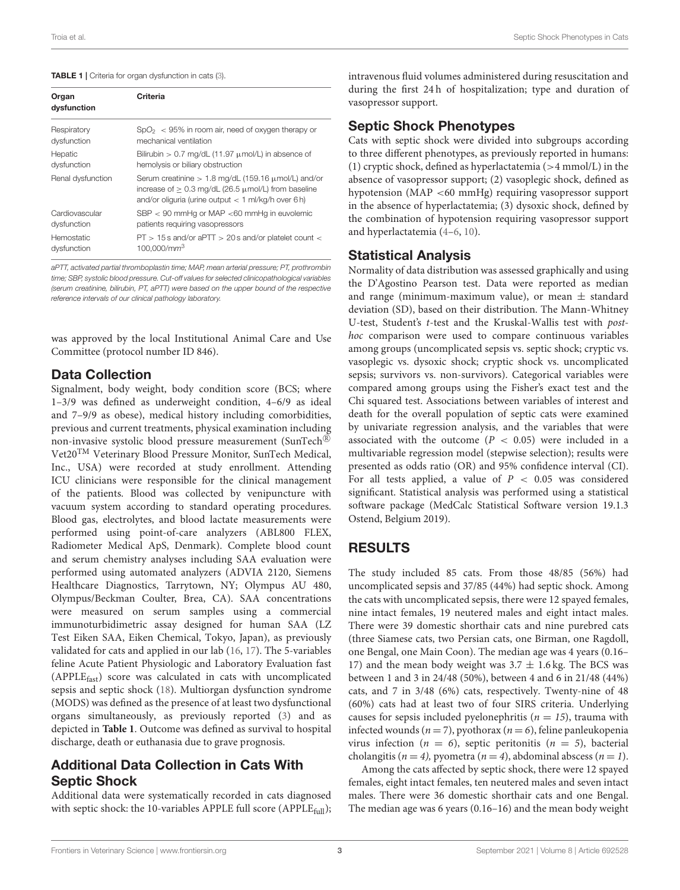**TABLE 1** | Criteria for organ dysfunction in cats (3).

| Organ dysfunction | Criteria |
|---|---|
| Respiratory dysfunction | $SpO_2$ < 95% in room air, need of oxygen therapy or mechanical ventilation |
| Hepatic dysfunction | Bilirubin > 0.7 mg/dL (11.97 μmol/L) in absence of hemolysis or biliary obstruction |
| Renal dysfunction | Serum creatinine > 1.8 mg/dL (159.16 μmol/L) and/or increase of ≥ 0.3 mg/dL (26.5 μmol/L) from baseline and/or oliguria (urine output < 1 ml/kg/h over 6 h) |
| Cardiovascular dysfunction | SBP < 90 mmHg or MAP <60 mmHg in euvolemic patients requiring vasopressors |
| Hemostatic dysfunction | PT > 15 s and/or aPTT > 20 s and/or platelet count < 100,000/mm³ |

*aPTT, activated partial thromboplastin time; MAP, mean arterial pressure; PT, prothrombin time; SBP, systolic blood pressure. Cut-off values for selected clinicopathological variables (serum creatinine, bilirubin, PT, aPTT) were based on the upper bound of the respective reference intervals of our clinical pathology laboratory.*

was approved by the local Institutional Animal Care and Use Committee (protocol number ID 846).

## Data Collection

Signalment, body weight, body condition score (BCS; where 1–3/9 was defined as underweight condition, 4–6/9 as ideal and 7–9/9 as obese), medical history including comorbidities, previous and current treatments, physical examination including non-invasive systolic blood pressure measurement (SunTech® Vet20™ Veterinary Blood Pressure Monitor, SunTech Medical, Inc., USA) were recorded at study enrollment. Attending ICU clinicians were responsible for the clinical management of the patients. Blood was collected by venipuncture with vacuum system according to standard operating procedures. Blood gas, electrolytes, and blood lactate measurements were performed using point-of-care analyzers (ABL800 FLEX, Radiometer Medical ApS, Denmark). Complete blood count and serum chemistry analyses including SAA evaluation were performed using automated analyzers (ADVIA 2120, Siemens Healthcare Diagnostics, Tarrytown, NY; Olympus AU 480, Olympus/Beckman Coulter, Brea, CA). SAA concentrations were measured on serum samples using a commercial immunoturbidimetric assay designed for human SAA (LZ Test Eiken SAA, Eiken Chemical, Tokyo, Japan), as previously validated for cats and applied in our lab (16, 17). The 5-variables feline Acute Patient Physiologic and Laboratory Evaluation fast ($APPLE_{fast}$) score was calculated in cats with uncomplicated sepsis and septic shock (18). Multiorgan dysfunction syndrome (MODS) was defined as the presence of at least two dysfunctional organs simultaneously, as previously reported (3) and as depicted in **Table 1**. Outcome was defined as survival to hospital discharge, death or euthanasia due to grave prognosis.

## Additional Data Collection in Cats With Septic Shock

Additional data were systematically recorded in cats diagnosed with septic shock: the 10-variables APPLE full score ($APPLE_{full}$); intravenous fluid volumes administered during resuscitation and during the first 24 h of hospitalization; type and duration of vasopressor support.

## Septic Shock Phenotypes

Cats with septic shock were divided into subgroups according to three different phenotypes, as previously reported in humans: (1) cryptic shock, defined as hyperlactatemia (>4 mmol/L) in the absence of vasopressor support; (2) vasoplegic shock, defined as hypotension (MAP <60 mmHg) requiring vasopressor support in the absence of hyperlactatemia; (3) dysoxic shock, defined by the combination of hypotension requiring vasopressor support and hyperlactatemia (4–6, 10).

## Statistical Analysis

Normality of data distribution was assessed graphically and using the D'Agostino Pearson test. Data were reported as median and range (minimum-maximum value), or mean ± standard deviation (SD), based on their distribution. The Mann-Whitney U-test, Student's *t*-test and the Kruskal-Wallis test with *post-hoc* comparison were used to compare continuous variables among groups (uncomplicated sepsis vs. septic shock; cryptic vs. vasoplegic vs. dysoxic shock; cryptic shock vs. uncomplicated sepsis; survivors vs. non-survivors). Categorical variables were compared among groups using the Fisher's exact test and the Chi squared test. Associations between variables of interest and death for the overall population of septic cats were examined by univariate regression analysis, and the variables that were associated with the outcome ($P < 0.05$) were included in a multivariable regression model (stepwise selection); results were presented as odds ratio (OR) and 95% confidence interval (CI). For all tests applied, a value of $P < 0.05$ was considered significant. Statistical analysis was performed using a statistical software package (MedCalc Statistical Software version 19.1.3 Ostend, Belgium 2019).

# RESULTS

The study included 85 cats. From those 48/85 (56%) had uncomplicated sepsis and 37/85 (44%) had septic shock. Among the cats with uncomplicated sepsis, there were 12 spayed females, nine intact females, 19 neutered males and eight intact males. There were 39 domestic shorthair cats and nine purebred cats (three Siamese cats, two Persian cats, one Birman, one Ragdoll, one Bengal, one Main Coon). The median age was 4 years (0.16–17) and the mean body weight was 3.7 ± 1.6 kg. The BCS was between 1 and 3 in 24/48 (50%), between 4 and 6 in 21/48 (44%) cats, and 7 in 3/48 (6%) cats, respectively. Twenty-nine of 48 (60%) cats had at least two of four SIRS criteria. Underlying causes for sepsis included pyelonephritis (*n = 15*), trauma with infected wounds (*n* = 7), pyothorax (*n* = 6), feline panleukopenia virus infection (*n* = 6), septic peritonitis (*n* = 5), bacterial cholangitis (*n = 4),* pyometra (*n* = 4), abdominal abscess (*n* = 1).

Among the cats affected by septic shock, there were 12 spayed females, eight intact females, ten neutered males and seven intact males. There were 36 domestic shorthair cats and one Bengal. The median age was 6 years (0.16–16) and the mean body weight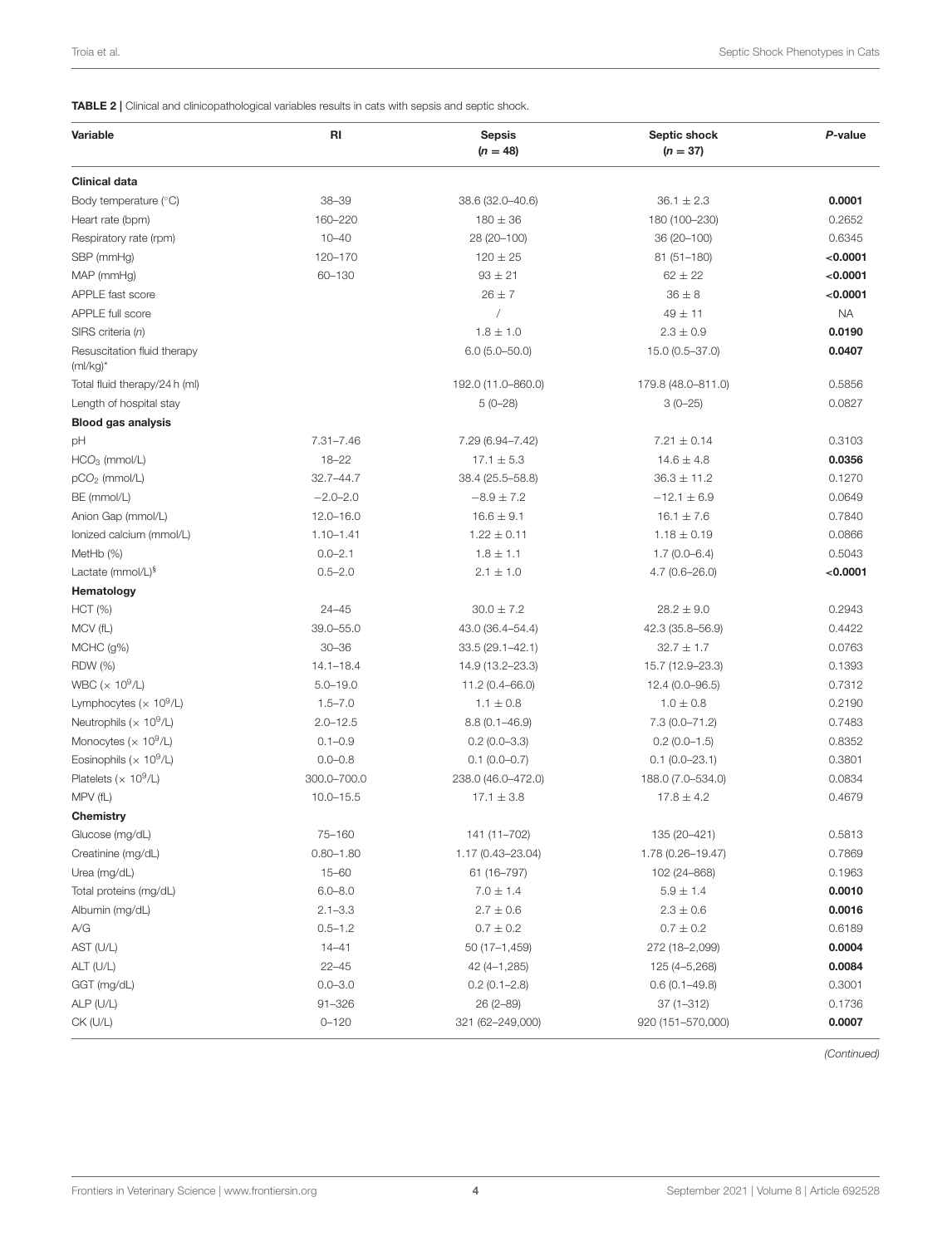**TABLE 2 |** Clinical and clinicopathological variables results in cats with sepsis and septic shock.

| Variable | RI | Sepsis ($n = 48$) | Septic shock ($n = 37$) | *P*-value |
|---|---|---|---|---|
| **Clinical data** | | | | |
| Body temperature (°C) | 38–39 | 38.6 (32.0–40.6) | 36.1 ± 2.3 | **0.0001** |
| Heart rate (bpm) | 160–220 | 180 ± 36 | 180 (100–230) | 0.2652 |
| Respiratory rate (rpm) | 10–40 | 28 (20–100) | 36 (20–100) | 0.6345 |
| SBP (mmHg) | 120–170 | 120 ± 25 | 81 (51–180) | **<0.0001** |
| MAP (mmHg) | 60–130 | 93 ± 21 | 62 ± 22 | **<0.0001** |
| APPLE fast score | | 26 ± 7 | 36 ± 8 | **<0.0001** |
| APPLE full score | | / | 49 ± 11 | NA |
| SIRS criteria (*n*) | | 1.8 ± 1.0 | 2.3 ± 0.9 | **0.0190** |
| Resuscitation fluid therapy (ml/kg)* | | 6.0 (5.0–50.0) | 15.0 (0.5–37.0) | **0.0407** |
| Total fluid therapy/24 h (ml) | | 192.0 (11.0–860.0) | 179.8 (48.0–811.0) | 0.5856 |
| Length of hospital stay | | 5 (0–28) | 3 (0–25) | 0.0827 |
| **Blood gas analysis** | | | | |
| pH | 7.31–7.46 | 7.29 (6.94–7.42) | 7.21 ± 0.14 | 0.3103 |
| $HCO_3$ (mmol/L) | 18–22 | 17.1 ± 5.3 | 14.6 ± 4.8 | **0.0356** |
| $pCO_2$ (mmol/L) | 32.7–44.7 | 38.4 (25.5–58.8) | 36.3 ± 11.2 | 0.1270 |
| BE (mmol/L) | −2.0–2.0 | −8.9 ± 7.2 | −12.1 ± 6.9 | 0.0649 |
| Anion Gap (mmol/L) | 12.0–16.0 | 16.6 ± 9.1 | 16.1 ± 7.6 | 0.7840 |
| Ionized calcium (mmol/L) | 1.10–1.41 | 1.22 ± 0.11 | 1.18 ± 0.19 | 0.0866 |
| MetHb (%) | 0.0–2.1 | 1.8 ± 1.1 | 1.7 (0.0–6.4) | 0.5043 |
| Lactate (mmol/L)[§] | 0.5–2.0 | 2.1 ± 1.0 | 4.7 (0.6–26.0) | **<0.0001** |
| **Hematology** | | | | |
| HCT (%) | 24–45 | 30.0 ± 7.2 | 28.2 ± 9.0 | 0.2943 |
| MCV (fL) | 39.0–55.0 | 43.0 (36.4–54.4) | 42.3 (35.8–56.9) | 0.4422 |
| MCHC (g%) | 30–36 | 33.5 (29.1–42.1) | 32.7 ± 1.7 | 0.0763 |
| RDW (%) | 14.1–18.4 | 14.9 (13.2–23.3) | 15.7 (12.9–23.3) | 0.1393 |
| WBC ($\times 10^9$/L) | 5.0–19.0 | 11.2 (0.4–66.0) | 12.4 (0.0–96.5) | 0.7312 |
| Lymphocytes ($\times 10^9$/L) | 1.5–7.0 | 1.1 ± 0.8 | 1.0 ± 0.8 | 0.2190 |
| Neutrophils ($\times 10^9$/L) | 2.0–12.5 | 8.8 (0.1–46.9) | 7.3 (0.0–71.2) | 0.7483 |
| Monocytes ($\times 10^9$/L) | 0.1–0.9 | 0.2 (0.0–3.3) | 0.2 (0.0–1.5) | 0.8352 |
| Eosinophils ($\times 10^9$/L) | 0.0–0.8 | 0.1 (0.0–0.7) | 0.1 (0.0–23.1) | 0.3801 |
| Platelets ($\times 10^9$/L) | 300.0–700.0 | 238.0 (46.0–472.0) | 188.0 (7.0–534.0) | 0.0834 |
| MPV (fL) | 10.0–15.5 | 17.1 ± 3.8 | 17.8 ± 4.2 | 0.4679 |
| **Chemistry** | | | | |
| Glucose (mg/dL) | 75–160 | 141 (11–702) | 135 (20–421) | 0.5813 |
| Creatinine (mg/dL) | 0.80–1.80 | 1.17 (0.43–23.04) | 1.78 (0.26–19.47) | 0.7869 |
| Urea (mg/dL) | 15–60 | 61 (16–797) | 102 (24–868) | 0.1963 |
| Total proteins (mg/dL) | 6.0–8.0 | 7.0 ± 1.4 | 5.9 ± 1.4 | **0.0010** |
| Albumin (mg/dL) | 2.1–3.3 | 2.7 ± 0.6 | 2.3 ± 0.6 | **0.0016** |
| A/G | 0.5–1.2 | 0.7 ± 0.2 | 0.7 ± 0.2 | 0.6189 |
| AST (U/L) | 14–41 | 50 (17–1,459) | 272 (18–2,099) | **0.0004** |
| ALT (U/L) | 22–45 | 42 (4–1,285) | 125 (4–5,268) | **0.0084** |
| GGT (mg/dL) | 0.0–3.0 | 0.2 (0.1–2.8) | 0.6 (0.1–49.8) | 0.3001 |
| ALP (U/L) | 91–326 | 26 (2–89) | 37 (1–312) | 0.1736 |
| CK (U/L) | 0–120 | 321 (62–249,000) | 920 (151–570,000) | **0.0007** |

*(Continued)*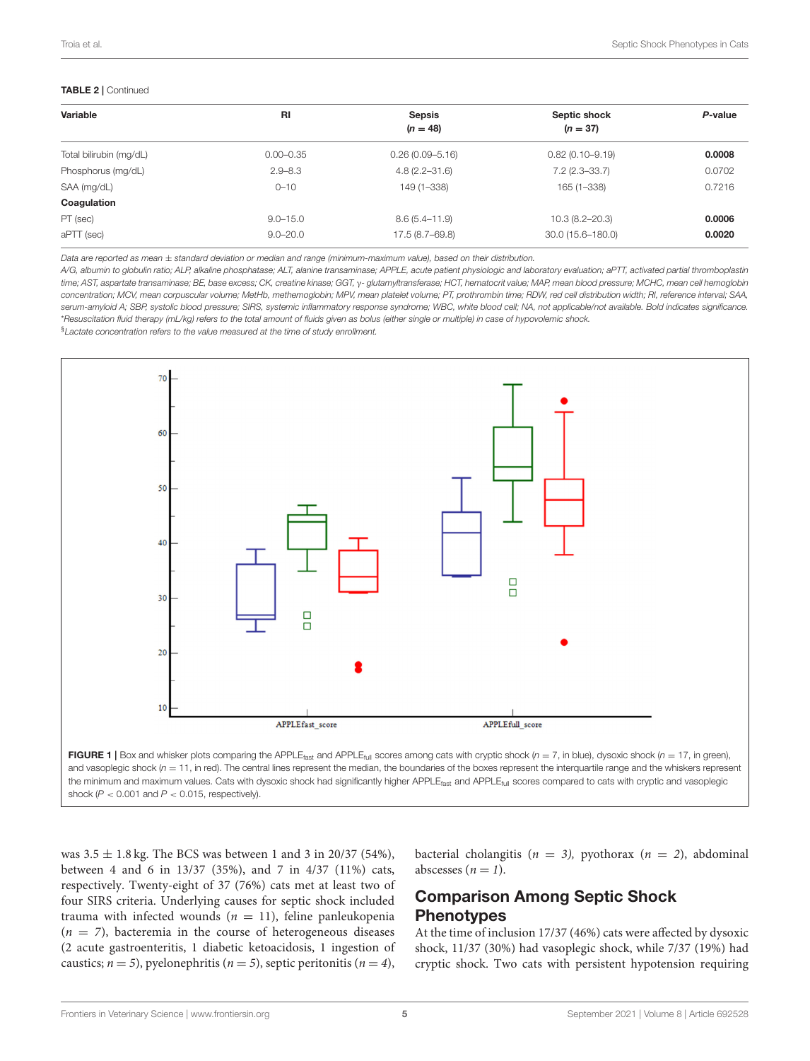**TABLE 2** | Continued

| Variable | RI | Sepsis ($n$ = 48) | Septic shock ($n$ = 37) | *P*-value |
|---|---|---|---|---|
| Total bilirubin (mg/dL) | 0.00–0.35 | 0.26 (0.09–5.16) | 0.82 (0.10–9.19) | **0.0008** |
| Phosphorus (mg/dL) | 2.9–8.3 | 4.8 (2.2–31.6) | 7.2 (2.3–33.7) | 0.0702 |
| SAA (mg/dL) | 0–10 | 149 (1–338) | 165 (1–338) | 0.7216 |
| **Coagulation** | | | | |
| PT (sec) | 9.0–15.0 | 8.6 (5.4–11.9) | 10.3 (8.2–20.3) | **0.0006** |
| aPTT (sec) | 9.0–20.0 | 17.5 (8.7–69.8) | 30.0 (15.6–180.0) | **0.0020** |

*Data are reported as mean ± standard deviation or median and range (minimum-maximum value), based on their distribution.*

*A/G, albumin to globulin ratio; ALP, alkaline phosphatase; ALT, alanine transaminase; APPLE, acute patient physiologic and laboratory evaluation; aPTT, activated partial thromboplastin time; AST, aspartate transaminase; BE, base excess; CK, creatine kinase; GGT, γ- glutamyltransferase; HCT, hematocrit value; MAP, mean blood pressure; MCHC, mean cell hemoglobin concentration; MCV, mean corpuscular volume; MetHb, methemoglobin; MPV, mean platelet volume; PT, prothrombin time; RDW, red cell distribution width; RI, reference interval; SAA, serum-amyloid A; SBP, systolic blood pressure; SIRS, systemic inflammatory response syndrome; WBC, white blood cell; NA, not applicable/not available. Bold indicates significance.*

*\*Resuscitation fluid therapy (mL/kg) refers to the total amount of fluids given as bolus (either single or multiple) in case of hypovolemic shock.*

*§Lactate concentration refers to the value measured at the time of study enrollment.*

**FIGURE 1** | Box and whisker plots comparing the $APPLE_{fast}$ and $APPLE_{full}$ scores among cats with cryptic shock ($n$ = 7, in blue), dysoxic shock ($n$ = 17, in green), and vasoplegic shock ($n$ = 11, in red). The central lines represent the median, the boundaries of the boxes represent the interquartile range and the whiskers represent the minimum and maximum values. Cats with dysoxic shock had significantly higher $APPLE_{fast}$ and $APPLE_{full}$ scores compared to cats with cryptic and vasoplegic shock ($P < 0.001$ and $P < 0.015$, respectively).

was 3.5 ± 1.8 kg. The BCS was between 1 and 3 in 20/37 (54%), between 4 and 6 in 13/37 (35%), and 7 in 4/37 (11%) cats, respectively. Twenty-eight of 37 (76%) cats met at least two of four SIRS criteria. Underlying causes for septic shock included trauma with infected wounds ($n$ = 11), feline panleukopenia ($n$ = 7), bacteremia in the course of heterogeneous diseases (2 acute gastroenteritis, 1 diabetic ketoacidosis, 1 ingestion of caustics; $n$ = 5), pyelonephritis ($n$ = 5), septic peritonitis ($n$ = 4), bacterial cholangitis ($n$ = 3), pyothorax ($n$ = 2), abdominal abscesses ($n$ = 1).

## Comparison Among Septic Shock Phenotypes

At the time of inclusion 17/37 (46%) cats were affected by dysoxic shock, 11/37 (30%) had vasoplegic shock, while 7/37 (19%) had cryptic shock. Two cats with persistent hypotension requiring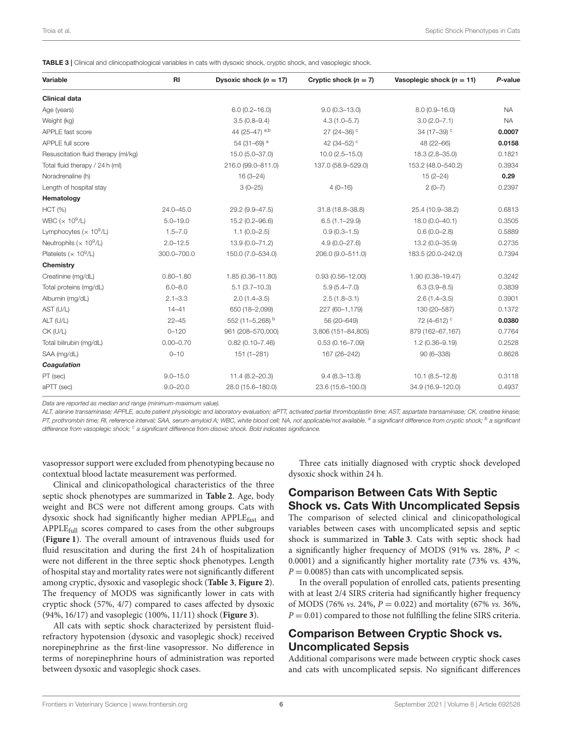**TABLE 3 |** Clinical and clinicopathological variables in cats with dysoxic shock, cryptic shock, and vasoplegic shock.

| Variable | RI | Dysoxic shock ($n = 17$) | Cryptic shock ($n = 7$) | Vasoplegic shock ($n = 11$) | *P*-value |
|---|---|---|---|---|---|
| **Clinical data** | | | | | |
| Age (years) | | 6.0 (0.2–16.0) | 9.0 (0.3–13.0) | 8.0 (0.9–16.0) | NA |
| Weight (kg) | | 3.5 (0.8–9.4) | 4.3 (1.0–5.7) | 3.0 (2.0–7.1) | NA |
| APPLE fast score | | 44 (25–47) [a,b] | 27 (24–36) [c] | 34 (17–39) [c] | **0.0007** |
| APPLE full score | | 54 (31–69) [a] | 42 (34–52) [c] | 48 (22–66) | **0.0158** |
| Resuscitation fluid therapy (ml/kg) | | 15.0 (5.0–37.0) | 10.0 (2.5–15.0) | 18.3 (2.8–35.0) | 0.1821 |
| Total fluid therapy / 24 h (ml) | | 216.0 (99.0–811.0) | 137.0 (58.9–529.0) | 153.2 (48.0–540.2) | 0.3934 |
| Noradrenaline (h) | | 16 (3–24) | | 15 (2–24) | **0.29** |
| Length of hospital stay | | 3 (0–25) | 4 (0–16) | 2 (0–7) | 0.2397 |
| **Hematology** | | | | | |
| HCT (%) | 24.0–45.0 | 29.2 (9.9–47.5) | 31.8 (18.8–38.8) | 25.4 (10.9–38.2) | 0.6813 |
| WBC ($\times 10^9$/L) | 5.0–19.0 | 15.2 (0.2–96.6) | 6.5 (1.1–29.9) | 18.0 (0.0–40.1) | 0.3505 |
| Lymphocytes ($\times 10^9$/L) | 1.5–7.0 | 1.1 (0.0–2.5) | 0.9 (0.3–1.5) | 0.6 (0.0–2.8) | 0.5889 |
| Neutrophils ($\times 10^9$/L) | 2.0–12.5 | 13.9 (0.0–71.2) | 4.9 (0.0–27.6) | 13.2 (0.0–35.9) | 0.2735 |
| Platelets ($\times 10^9$/L) | 300.0–700.0 | 150.0 (7.0–534.0) | 206.0 (9.0–511.0) | 183.5 (20.0–242.0) | 0.7394 |
| **Chemistry** | | | | | |
| Creatinine (mg/dL) | 0.80–1.80 | 1.85 (0.36–11.80) | 0.93 (0.56–12.00) | 1.90 (0.38–19.47) | 0.3242 |
| Total proteins (mg/dL) | 6.0–8.0 | 5.1 (3.7–10.3) | 5.9 (5.4–7.0) | 6.3 (3.9–8.5) | 0.3839 |
| Albumin (mg/dL) | 2.1–3.3 | 2.0 (1.4–3.5) | 2.5 (1.8–3.1) | 2.6 (1.4–3.5) | 0.3901 |
| AST (U/L) | 14–41 | 650 (18–2,099) | 227 (60–1,179) | 130 (20–587) | 0.1372 |
| ALT (U/L) | 22–45 | 552 (11–5,268) [b] | 56 (20–649) | 72 (4–612) [c] | **0.0380** |
| CK (U/L) | 0–120 | 961 (208–570,000) | 3,806 (151–84,805) | 879 (162–67,167) | 0.7764 |
| Total bilirubin (mg/dL) | 0.00–0.70 | 0.82 (0.10–7.46) | 0.53 (0.16–7.09) | 1.2 (0.36–9.19) | 0.2528 |
| SAA (mg/dL) | 0–10 | 151 (1–281) | 167 (26–242) | 90 (6–338) | 0.8628 |
| ***Coagulation*** | | | | | |
| PT (sec) | 9.0–15.0 | 11.4 (8.2–20.3) | 9.4 (8.3–13.8) | 10.1 (8.5–12.8) | 0.3118 |
| aPTT (sec) | 9.0–20.0 | 28.0 (15.6–180.0) | 23.6 (15.6–100.0) | 34.9 (16.9–120.0) | 0.4937 |

*Data are reported as median and range (minimum-maximum value).*

*ALT, alanine transaminase; APPLE, acute patient physiologic and laboratory evaluation; aPTT, activated partial thromboplastin time; AST, aspartate transaminase; CK, creatine kinase; PT, prothrombin time; RI, reference interval; SAA, serum-amyloid A; WBC, white blood cell; NA, not applicable/not available. [a] a significant difference from cryptic shock; [b] a significant difference from vasoplegic shock; [c] a significant difference from disoxic shock. Bold indicates significance.*

vasopressor support were excluded from phenotyping because no contextual blood lactate measurement was performed.

Clinical and clinicopathological characteristics of the three septic shock phenotypes are summarized in **Table 2**. Age, body weight and BCS were not different among groups. Cats with dysoxic shock had significantly higher median $APPLE_{fast}$ and $APPLE_{full}$ scores compared to cases from the other subgroups (**Figure 1**). The overall amount of intravenous fluids used for fluid resuscitation and during the first 24 h of hospitalization were not different in the three septic shock phenotypes. Length of hospital stay and mortality rates were not significantly different among cryptic, dysoxic and vasoplegic shock (**Table 3**, **Figure 2**). The frequency of MODS was significantly lower in cats with cryptic shock (57%, 4/7) compared to cases affected by dysoxic (94%, 16/17) and vasoplegic (100%, 11/11) shock (**Figure 3**).

All cats with septic shock characterized by persistent fluid-refractory hypotension (dysoxic and vasoplegic shock) received norepinephrine as the first-line vasopressor. No difference in terms of norepinephrine hours of administration was reported between dysoxic and vasoplegic shock cases.

Three cats initially diagnosed with cryptic shock developed dysoxic shock within 24 h.

## Comparison Between Cats With Septic Shock vs. Cats With Uncomplicated Sepsis

The comparison of selected clinical and clinicopathological variables between cases with uncomplicated sepsis and septic shock is summarized in **Table 3**. Cats with septic shock had a significantly higher frequency of MODS (91% vs. 28%, $P < 0.0001$) and a significantly higher mortality rate (73% vs. 43%, $P = 0.0085$) than cats with uncomplicated sepsis.

In the overall population of enrolled cats, patients presenting with at least 2/4 SIRS criteria had significantly higher frequency of MODS (76% *vs.* 24%, $P = 0.022$) and mortality (67% *vs.* 36%, $P = 0.01$) compared to those not fulfilling the feline SIRS criteria.

## Comparison Between Cryptic Shock vs. Uncomplicated Sepsis

Additional comparisons were made between cryptic shock cases and cats with uncomplicated sepsis. No significant differences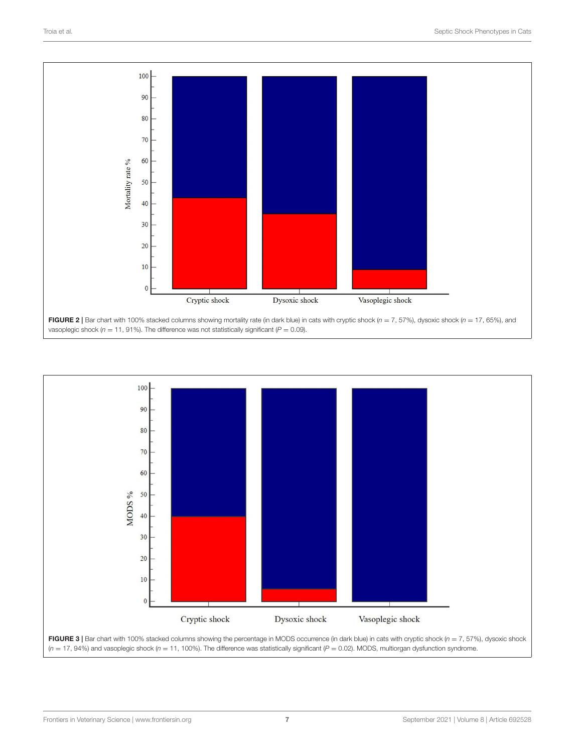**FIGURE 2 |** Bar chart with 100% stacked columns showing mortality rate (in dark blue) in cats with cryptic shock ($n = 7$, 57%), dysoxic shock ($n = 17$, 65%), and vasoplegic shock ($n = 11$, 91%). The difference was not statistically significant ($P = 0.09$).

**FIGURE 3 |** Bar chart with 100% stacked columns showing the percentage in MODS occurrence (in dark blue) in cats with cryptic shock ($n = 7$, 57%), dysoxic shock ($n = 17$, 94%) and vasoplegic shock ($n = 11$, 100%). The difference was statistically significant ($P = 0.02$). MODS, multiorgan dysfunction syndrome.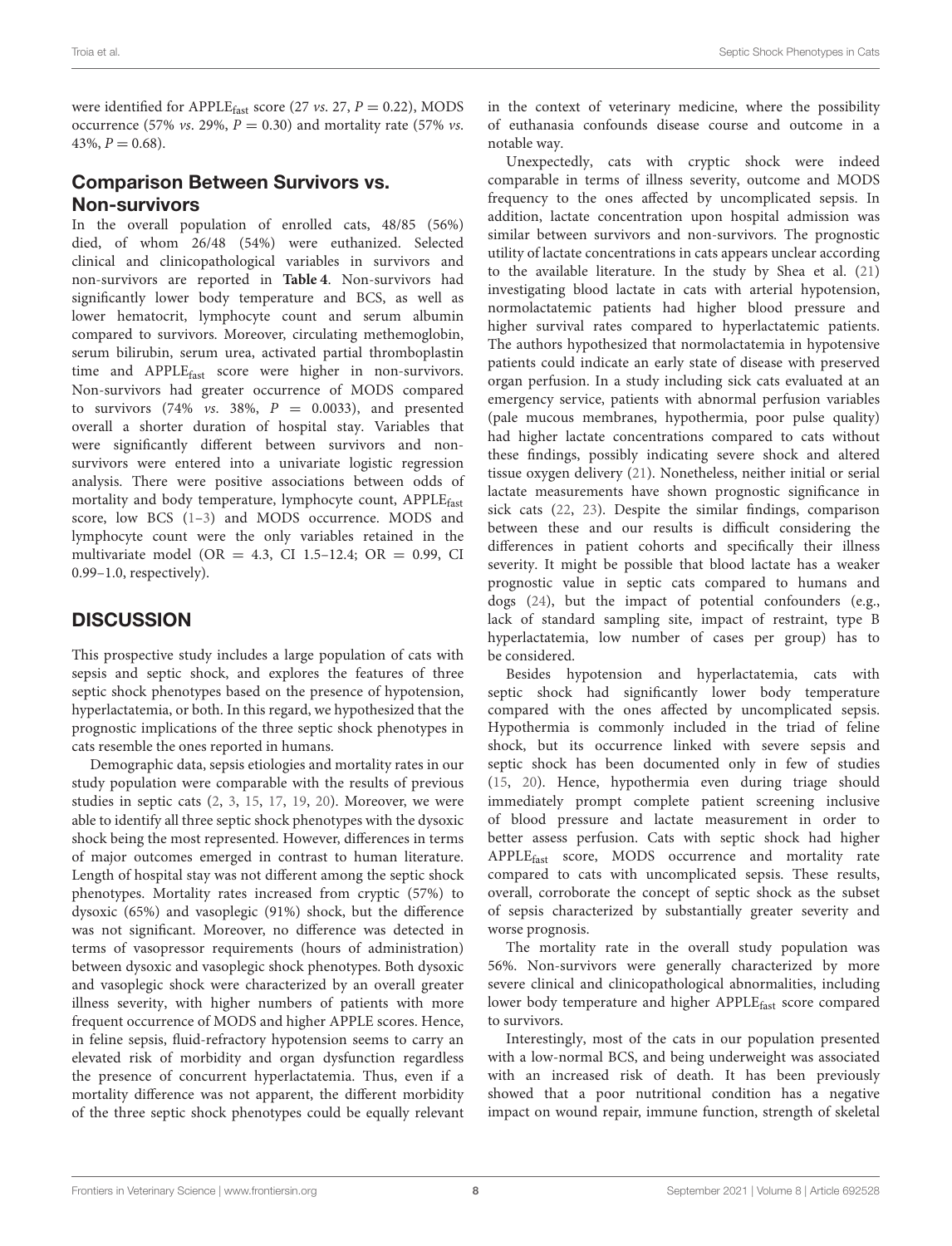were identified for $APPLE_{fast}$ score (27 *vs.* 27, $P = 0.22$), MODS occurrence (57% *vs.* 29%, $P = 0.30$) and mortality rate (57% *vs.* 43%, $P = 0.68$).

## Comparison Between Survivors vs. Non-survivors

In the overall population of enrolled cats, 48/85 (56%) died, of whom 26/48 (54%) were euthanized. Selected clinical and clinicopathological variables in survivors and non-survivors are reported in **Table 4**. Non-survivors had significantly lower body temperature and BCS, as well as lower hematocrit, lymphocyte count and serum albumin compared to survivors. Moreover, circulating methemoglobin, serum bilirubin, serum urea, activated partial thromboplastin time and $APPLE_{fast}$ score were higher in non-survivors. Non-survivors had greater occurrence of MODS compared to survivors (74% *vs.* 38%, $P = 0.0033$), and presented overall a shorter duration of hospital stay. Variables that were significantly different between survivors and non-survivors were entered into a univariate logistic regression analysis. There were positive associations between odds of mortality and body temperature, lymphocyte count, $APPLE_{fast}$ score, low BCS (1–3) and MODS occurrence. MODS and lymphocyte count were the only variables retained in the multivariate model (OR = 4.3, CI 1.5–12.4; OR = 0.99, CI 0.99–1.0, respectively).

# DISCUSSION

This prospective study includes a large population of cats with sepsis and septic shock, and explores the features of three septic shock phenotypes based on the presence of hypotension, hyperlactatemia, or both. In this regard, we hypothesized that the prognostic implications of the three septic shock phenotypes in cats resemble the ones reported in humans.

Demographic data, sepsis etiologies and mortality rates in our study population were comparable with the results of previous studies in septic cats (2, 3, 15, 17, 19, 20). Moreover, we were able to identify all three septic shock phenotypes with the dysoxic shock being the most represented. However, differences in terms of major outcomes emerged in contrast to human literature. Length of hospital stay was not different among the septic shock phenotypes. Mortality rates increased from cryptic (57%) to dysoxic (65%) and vasoplegic (91%) shock, but the difference was not significant. Moreover, no difference was detected in terms of vasopressor requirements (hours of administration) between dysoxic and vasoplegic shock phenotypes. Both dysoxic and vasoplegic shock were characterized by an overall greater illness severity, with higher numbers of patients with more frequent occurrence of MODS and higher APPLE scores. Hence, in feline sepsis, fluid-refractory hypotension seems to carry an elevated risk of morbidity and organ dysfunction regardless the presence of concurrent hyperlactatemia. Thus, even if a mortality difference was not apparent, the different morbidity of the three septic shock phenotypes could be equally relevant in the context of veterinary medicine, where the possibility of euthanasia confounds disease course and outcome in a notable way.

Unexpectedly, cats with cryptic shock were indeed comparable in terms of illness severity, outcome and MODS frequency to the ones affected by uncomplicated sepsis. In addition, lactate concentration upon hospital admission was similar between survivors and non-survivors. The prognostic utility of lactate concentrations in cats appears unclear according to the available literature. In the study by Shea et al. (21) investigating blood lactate in cats with arterial hypotension, normolactatemic patients had higher blood pressure and higher survival rates compared to hyperlactatemic patients. The authors hypothesized that normolactatemia in hypotensive patients could indicate an early state of disease with preserved organ perfusion. In a study including sick cats evaluated at an emergency service, patients with abnormal perfusion variables (pale mucous membranes, hypothermia, poor pulse quality) had higher lactate concentrations compared to cats without these findings, possibly indicating severe shock and altered tissue oxygen delivery (21). Nonetheless, neither initial or serial lactate measurements have shown prognostic significance in sick cats (22, 23). Despite the similar findings, comparison between these and our results is difficult considering the differences in patient cohorts and specifically their illness severity. It might be possible that blood lactate has a weaker prognostic value in septic cats compared to humans and dogs (24), but the impact of potential confounders (e.g., lack of standard sampling site, impact of restraint, type B hyperlactatemia, low number of cases per group) has to be considered.

Besides hypotension and hyperlactatemia, cats with septic shock had significantly lower body temperature compared with the ones affected by uncomplicated sepsis. Hypothermia is commonly included in the triad of feline shock, but its occurrence linked with severe sepsis and septic shock has been documented only in few of studies (15, 20). Hence, hypothermia even during triage should immediately prompt complete patient screening inclusive of blood pressure and lactate measurement in order to better assess perfusion. Cats with septic shock had higher $APPLE_{fast}$ score, MODS occurrence and mortality rate compared to cats with uncomplicated sepsis. These results, overall, corroborate the concept of septic shock as the subset of sepsis characterized by substantially greater severity and worse prognosis.

The mortality rate in the overall study population was 56%. Non-survivors were generally characterized by more severe clinical and clinicopathological abnormalities, including lower body temperature and higher $APPLE_{fast}$ score compared to survivors.

Interestingly, most of the cats in our population presented with a low-normal BCS, and being underweight was associated with an increased risk of death. It has been previously showed that a poor nutritional condition has a negative impact on wound repair, immune function, strength of skeletal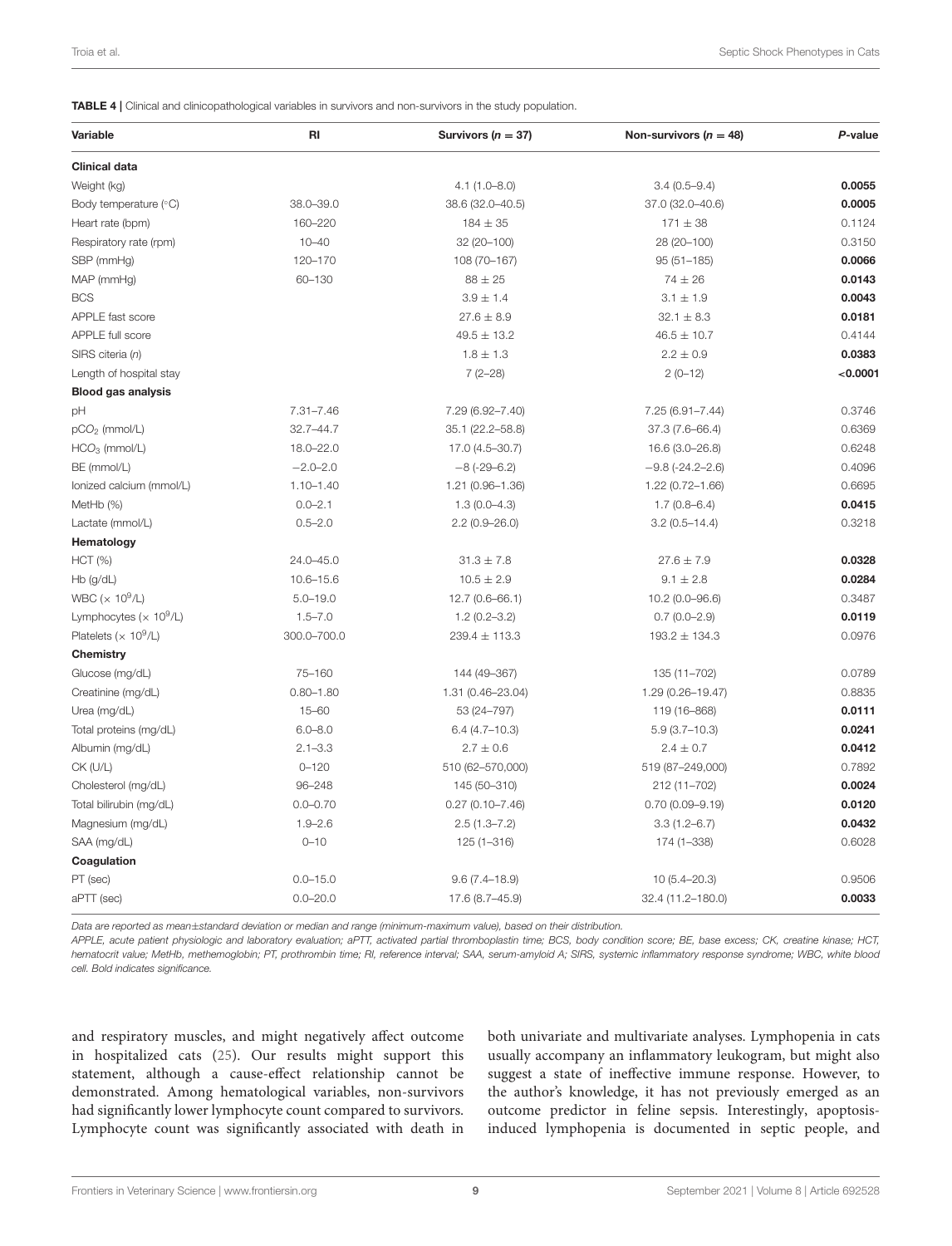**TABLE 4 |** Clinical and clinicopathological variables in survivors and non-survivors in the study population.

| Variable | RI | Survivors ($n = 37$) | Non-survivors ($n = 48$) | *P*-value |
|---|---|---|---|---|
| **Clinical data** | | | | |
| Weight (kg) | | 4.1 (1.0–8.0) | 3.4 (0.5–9.4) | **0.0055** |
| Body temperature (°C) | 38.0–39.0 | 38.6 (32.0–40.5) | 37.0 (32.0–40.6) | **0.0005** |
| Heart rate (bpm) | 160–220 | 184 ± 35 | 171 ± 38 | 0.1124 |
| Respiratory rate (rpm) | 10–40 | 32 (20–100) | 28 (20–100) | 0.3150 |
| SBP (mmHg) | 120–170 | 108 (70–167) | 95 (51–185) | **0.0066** |
| MAP (mmHg) | 60–130 | 88 ± 25 | 74 ± 26 | **0.0143** |
| BCS | | 3.9 ± 1.4 | 3.1 ± 1.9 | **0.0043** |
| APPLE fast score | | 27.6 ± 8.9 | 32.1 ± 8.3 | **0.0181** |
| APPLE full score | | 49.5 ± 13.2 | 46.5 ± 10.7 | 0.4144 |
| SIRS citeria (*n*) | | 1.8 ± 1.3 | 2.2 ± 0.9 | **0.0383** |
| Length of hospital stay | | 7 (2–28) | 2 (0–12) | **<0.0001** |
| **Blood gas analysis** | | | | |
| pH | 7.31–7.46 | 7.29 (6.92–7.40) | 7.25 (6.91–7.44) | 0.3746 |
| $pCO_2$ (mmol/L) | 32.7–44.7 | 35.1 (22.2–58.8) | 37.3 (7.6–66.4) | 0.6369 |
| $HCO_3$ (mmol/L) | 18.0–22.0 | 17.0 (4.5–30.7) | 16.6 (3.0–26.8) | 0.6248 |
| BE (mmol/L) | −2.0–2.0 | −8 (-29–6.2) | −9.8 (-24.2–2.6) | 0.4096 |
| Ionized calcium (mmol/L) | 1.10–1.40 | 1.21 (0.96–1.36) | 1.22 (0.72–1.66) | 0.6695 |
| MetHb (%) | 0.0–2.1 | 1.3 (0.0–4.3) | 1.7 (0.8–6.4) | **0.0415** |
| Lactate (mmol/L) | 0.5–2.0 | 2.2 (0.9–26.0) | 3.2 (0.5–14.4) | 0.3218 |
| **Hematology** | | | | |
| HCT (%) | 24.0–45.0 | 31.3 ± 7.8 | 27.6 ± 7.9 | **0.0328** |
| Hb (g/dL) | 10.6–15.6 | 10.5 ± 2.9 | 9.1 ± 2.8 | **0.0284** |
| WBC ($\times 10^9$/L) | 5.0–19.0 | 12.7 (0.6–66.1) | 10.2 (0.0–96.6) | 0.3487 |
| Lymphocytes ($\times 10^9$/L) | 1.5–7.0 | 1.2 (0.2–3.2) | 0.7 (0.0–2.9) | **0.0119** |
| Platelets ($\times 10^9$/L) | 300.0–700.0 | 239.4 ± 113.3 | 193.2 ± 134.3 | 0.0976 |
| **Chemistry** | | | | |
| Glucose (mg/dL) | 75–160 | 144 (49–367) | 135 (11–702) | 0.0789 |
| Creatinine (mg/dL) | 0.80–1.80 | 1.31 (0.46–23.04) | 1.29 (0.26–19.47) | 0.8835 |
| Urea (mg/dL) | 15–60 | 53 (24–797) | 119 (16–868) | **0.0111** |
| Total proteins (mg/dL) | 6.0–8.0 | 6.4 (4.7–10.3) | 5.9 (3.7–10.3) | **0.0241** |
| Albumin (mg/dL) | 2.1–3.3 | 2.7 ± 0.6 | 2.4 ± 0.7 | **0.0412** |
| CK (U/L) | 0–120 | 510 (62–570,000) | 519 (87–249,000) | 0.7892 |
| Cholesterol (mg/dL) | 96–248 | 145 (50–310) | 212 (11–702) | **0.0024** |
| Total bilirubin (mg/dL) | 0.0–0.70 | 0.27 (0.10–7.46) | 0.70 (0.09–9.19) | **0.0120** |
| Magnesium (mg/dL) | 1.9–2.6 | 2.5 (1.3–7.2) | 3.3 (1.2–6.7) | **0.0432** |
| SAA (mg/dL) | 0–10 | 125 (1–316) | 174 (1–338) | 0.6028 |
| **Coagulation** | | | | |
| PT (sec) | 0.0–15.0 | 9.6 (7.4–18.9) | 10 (5.4–20.3) | 0.9506 |
| aPTT (sec) | 0.0–20.0 | 17.6 (8.7–45.9) | 32.4 (11.2–180.0) | **0.0033** |

*Data are reported as mean±standard deviation or median and range (minimum-maximum value), based on their distribution.*

*APPLE, acute patient physiologic and laboratory evaluation; aPTT, activated partial thromboplastin time; BCS, body condition score; BE, base excess; CK, creatine kinase; HCT, hematocrit value; MetHb, methemoglobin; PT, prothrombin time; RI, reference interval; SAA, serum-amyloid A; SIRS, systemic inflammatory response syndrome; WBC, white blood cell. Bold indicates significance.*

and respiratory muscles, and might negatively affect outcome in hospitalized cats (25). Our results might support this statement, although a cause-effect relationship cannot be demonstrated. Among hematological variables, non-survivors had significantly lower lymphocyte count compared to survivors. Lymphocyte count was significantly associated with death in both univariate and multivariate analyses. Lymphopenia in cats usually accompany an inflammatory leukogram, but might also suggest a state of ineffective immune response. However, to the author's knowledge, it has not previously emerged as an outcome predictor in feline sepsis. Interestingly, apoptosis-induced lymphopenia is documented in septic people, and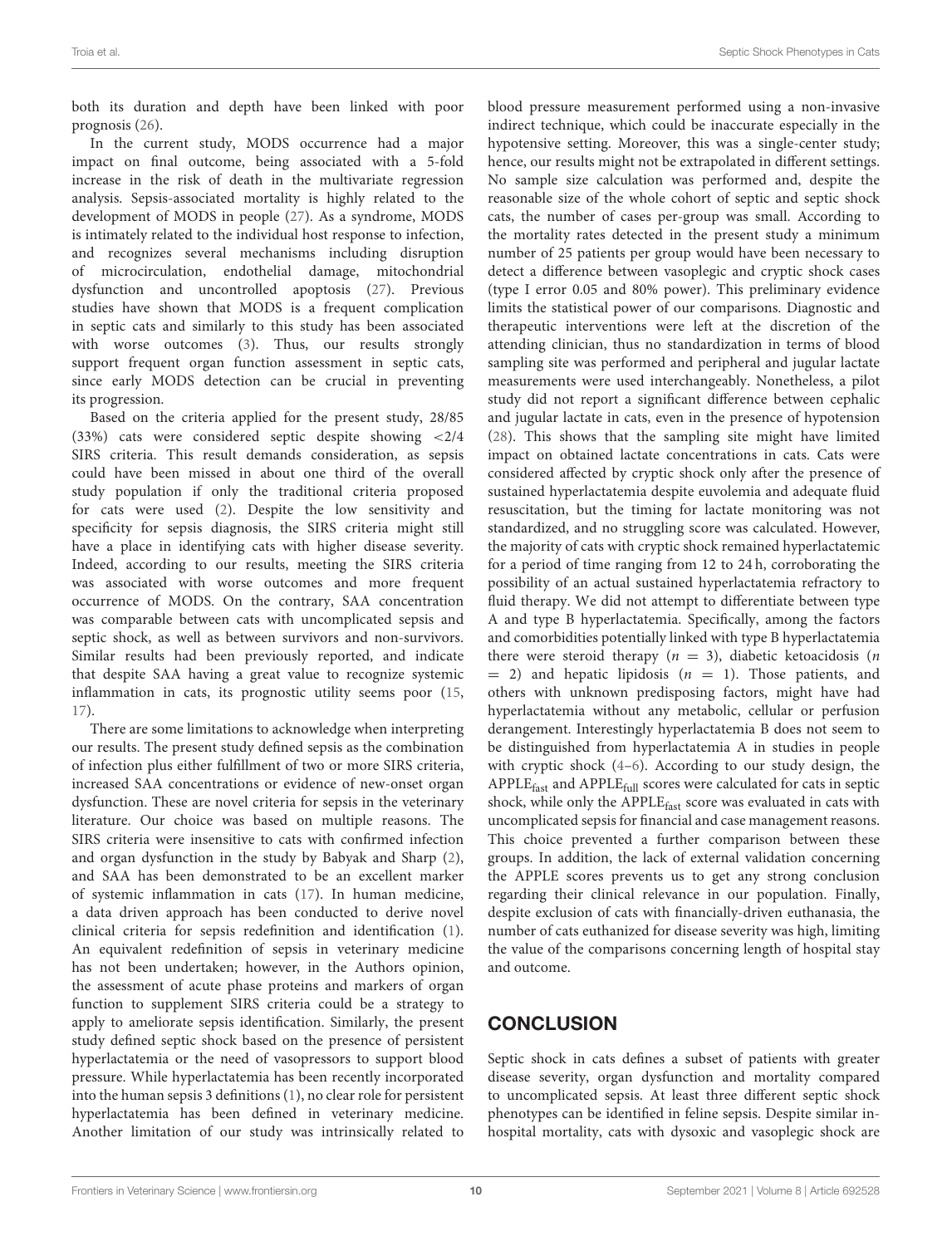both its duration and depth have been linked with poor prognosis (26).

In the current study, MODS occurrence had a major impact on final outcome, being associated with a 5-fold increase in the risk of death in the multivariate regression analysis. Sepsis-associated mortality is highly related to the development of MODS in people (27). As a syndrome, MODS is intimately related to the individual host response to infection, and recognizes several mechanisms including disruption of microcirculation, endothelial damage, mitochondrial dysfunction and uncontrolled apoptosis (27). Previous studies have shown that MODS is a frequent complication in septic cats and similarly to this study has been associated with worse outcomes (3). Thus, our results strongly support frequent organ function assessment in septic cats, since early MODS detection can be crucial in preventing its progression.

Based on the criteria applied for the present study, 28/85 (33%) cats were considered septic despite showing <2/4 SIRS criteria. This result demands consideration, as sepsis could have been missed in about one third of the overall study population if only the traditional criteria proposed for cats were used (2). Despite the low sensitivity and specificity for sepsis diagnosis, the SIRS criteria might still have a place in identifying cats with higher disease severity. Indeed, according to our results, meeting the SIRS criteria was associated with worse outcomes and more frequent occurrence of MODS. On the contrary, SAA concentration was comparable between cats with uncomplicated sepsis and septic shock, as well as between survivors and non-survivors. Similar results had been previously reported, and indicate that despite SAA having a great value to recognize systemic inflammation in cats, its prognostic utility seems poor (15, 17).

There are some limitations to acknowledge when interpreting our results. The present study defined sepsis as the combination of infection plus either fulfillment of two or more SIRS criteria, increased SAA concentrations or evidence of new-onset organ dysfunction. These are novel criteria for sepsis in the veterinary literature. Our choice was based on multiple reasons. The SIRS criteria were insensitive to cats with confirmed infection and organ dysfunction in the study by Babyak and Sharp (2), and SAA has been demonstrated to be an excellent marker of systemic inflammation in cats (17). In human medicine, a data driven approach has been conducted to derive novel clinical criteria for sepsis redefinition and identification (1). An equivalent redefinition of sepsis in veterinary medicine has not been undertaken; however, in the Authors opinion, the assessment of acute phase proteins and markers of organ function to supplement SIRS criteria could be a strategy to apply to ameliorate sepsis identification. Similarly, the present study defined septic shock based on the presence of persistent hyperlactatemia or the need of vasopressors to support blood pressure. While hyperlactatemia has been recently incorporated into the human sepsis 3 definitions (1), no clear role for persistent hyperlactatemia has been defined in veterinary medicine. Another limitation of our study was intrinsically related to blood pressure measurement performed using a non-invasive indirect technique, which could be inaccurate especially in the hypotensive setting. Moreover, this was a single-center study; hence, our results might not be extrapolated in different settings. No sample size calculation was performed and, despite the reasonable size of the whole cohort of septic and septic shock cats, the number of cases per-group was small. According to the mortality rates detected in the present study a minimum number of 25 patients per group would have been necessary to detect a difference between vasoplegic and cryptic shock cases (type I error 0.05 and 80% power). This preliminary evidence limits the statistical power of our comparisons. Diagnostic and therapeutic interventions were left at the discretion of the attending clinician, thus no standardization in terms of blood sampling site was performed and peripheral and jugular lactate measurements were used interchangeably. Nonetheless, a pilot study did not report a significant difference between cephalic and jugular lactate in cats, even in the presence of hypotension (28). This shows that the sampling site might have limited impact on obtained lactate concentrations in cats. Cats were considered affected by cryptic shock only after the presence of sustained hyperlactatemia despite euvolemia and adequate fluid resuscitation, but the timing for lactate monitoring was not standardized, and no struggling score was calculated. However, the majority of cats with cryptic shock remained hyperlactatemic for a period of time ranging from 12 to 24 h, corroborating the possibility of an actual sustained hyperlactatemia refractory to fluid therapy. We did not attempt to differentiate between type A and type B hyperlactatemia. Specifically, among the factors and comorbidities potentially linked with type B hyperlactatemia there were steroid therapy ($n = 3$), diabetic ketoacidosis ($n = 2$) and hepatic lipidosis ($n = 1$). Those patients, and others with unknown predisposing factors, might have had hyperlactatemia without any metabolic, cellular or perfusion derangement. Interestingly hyperlactatemia B does not seem to be distinguished from hyperlactatemia A in studies in people with cryptic shock (4–6). According to our study design, the $APPLE_{fast}$ and $APPLE_{full}$ scores were calculated for cats in septic shock, while only the $APPLE_{fast}$ score was evaluated in cats with uncomplicated sepsis for financial and case management reasons. This choice prevented a further comparison between these groups. In addition, the lack of external validation concerning the APPLE scores prevents us to get any strong conclusion regarding their clinical relevance in our population. Finally, despite exclusion of cats with financially-driven euthanasia, the number of cats euthanized for disease severity was high, limiting the value of the comparisons concerning length of hospital stay and outcome.

## CONCLUSION

Septic shock in cats defines a subset of patients with greater disease severity, organ dysfunction and mortality compared to uncomplicated sepsis. At least three different septic shock phenotypes can be identified in feline sepsis. Despite similar in-hospital mortality, cats with dysoxic and vasoplegic shock are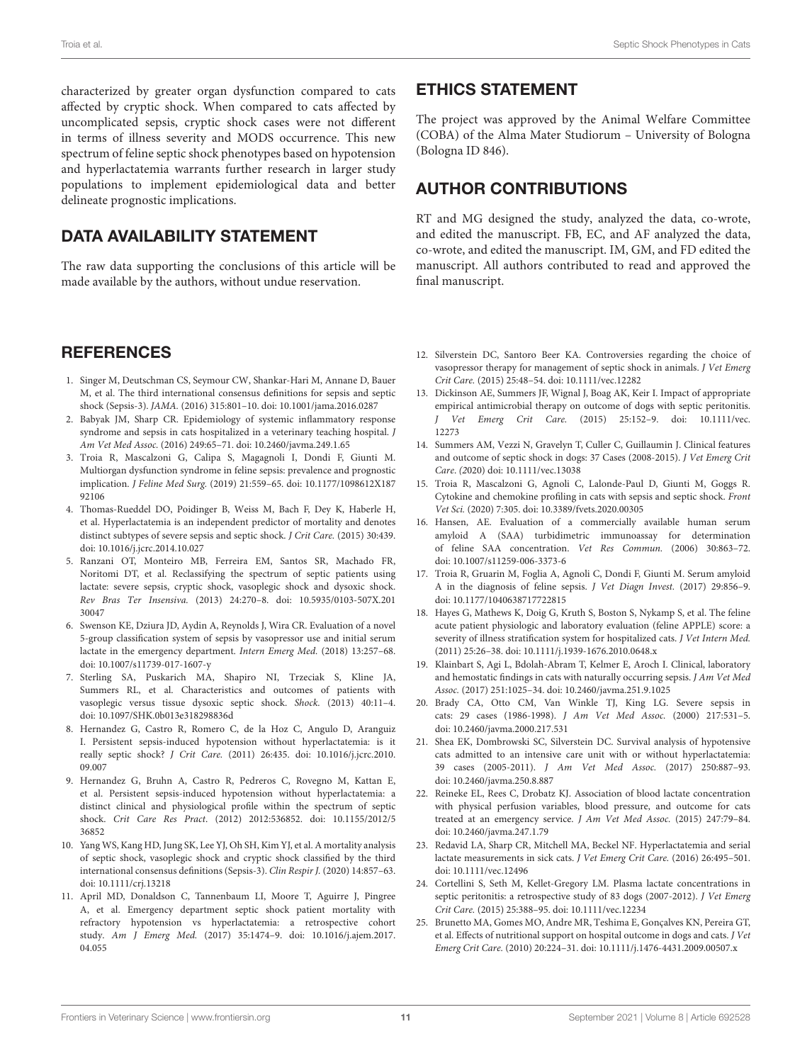characterized by greater organ dysfunction compared to cats affected by cryptic shock. When compared to cats affected by uncomplicated sepsis, cryptic shock cases were not different in terms of illness severity and MODS occurrence. This new spectrum of feline septic shock phenotypes based on hypotension and hyperlactatemia warrants further research in larger study populations to implement epidemiological data and better delineate prognostic implications.

## DATA AVAILABILITY STATEMENT

The raw data supporting the conclusions of this article will be made available by the authors, without undue reservation.

## ETHICS STATEMENT

The project was approved by the Animal Welfare Committee (COBA) of the Alma Mater Studiorum – University of Bologna (Bologna ID 846).

## AUTHOR CONTRIBUTIONS

RT and MG designed the study, analyzed the data, co-wrote, and edited the manuscript. FB, EC, and AF analyzed the data, co-wrote, and edited the manuscript. IM, GM, and FD edited the manuscript. All authors contributed to read and approved the final manuscript.

## REFERENCES

1. Singer M, Deutschman CS, Seymour CW, Shankar-Hari M, Annane D, Bauer M, et al. The third international consensus definitions for sepsis and septic shock (Sepsis-3). *JAMA.* (2016) 315:801–10. doi: 10.1001/jama.2016.0287
2. Babyak JM, Sharp CR. Epidemiology of systemic inflammatory response syndrome and sepsis in cats hospitalized in a veterinary teaching hospital. *J Am Vet Med Assoc.* (2016) 249:65–71. doi: 10.2460/javma.249.1.65
3. Troia R, Mascalzoni G, Calipa S, Magagnoli I, Dondi F, Giunti M. Multiorgan dysfunction syndrome in feline sepsis: prevalence and prognostic implication. *J Feline Med Surg.* (2019) 21:559–65. doi: 10.1177/1098612X18792106
4. Thomas-Rueddel DO, Poidinger B, Weiss M, Bach F, Dey K, Haberle H, et al. Hyperlactatemia is an independent predictor of mortality and denotes distinct subtypes of severe sepsis and septic shock. *J Crit Care.* (2015) 30:439. doi: 10.1016/j.jcrc.2014.10.027
5. Ranzani OT, Monteiro MB, Ferreira EM, Santos SR, Machado FR, Noritomi DT, et al. Reclassifying the spectrum of septic patients using lactate: severe sepsis, cryptic shock, vasoplegic shock and dysoxic shock. *Rev Bras Ter Insensiva.* (2013) 24:270–8. doi: 10.5935/0103-507X.20130047
6. Swenson KE, Dziura JD, Aydin A, Reynolds J, Wira CR. Evaluation of a novel 5-group classification system of sepsis by vasopressor use and initial serum lactate in the emergency department. *Intern Emerg Med.* (2018) 13:257–68. doi: 10.1007/s11739-017-1607-y
7. Sterling SA, Puskarich MA, Shapiro NI, Trzeciak S, Kline JA, Summers RL, et al. Characteristics and outcomes of patients with vasoplegic versus tissue dysoxic septic shock. *Shock.* (2013) 40:11–4. doi: 10.1097/SHK.0b013e318298836d
8. Hernandez G, Castro R, Romero C, de la Hoz C, Angulo D, Aranguiz I. Persistent sepsis-induced hypotension without hyperlactatemia: is it really septic shock? *J Crit Care.* (2011) 26:435. doi: 10.1016/j.jcrc.2010.09.007
9. Hernandez G, Bruhn A, Castro R, Pedreros C, Rovegno M, Kattan E, et al. Persistent sepsis-induced hypotension without hyperlactatemia: a distinct clinical and physiological profile within the spectrum of septic shock. *Crit Care Res Pract.* (2012) 2012:536852. doi: 10.1155/2012/536852
10. Yang WS, Kang HD, Jung SK, Lee YJ, Oh SH, Kim YJ, et al. A mortality analysis of septic shock, vasoplegic shock and cryptic shock classified by the third international consensus definitions (Sepsis-3). *Clin Respir J.* (2020) 14:857–63. doi: 10.1111/crj.13218
11. April MD, Donaldson C, Tannenbaum LI, Moore T, Aguirre J, Pingree A, et al. Emergency department septic shock patient mortality with refractory hypotension vs hyperlactatemia: a retrospective cohort study. *Am J Emerg Med.* (2017) 35:1474–9. doi: 10.1016/j.ajem.2017.04.055
12. Silverstein DC, Santoro Beer KA. Controversies regarding the choice of vasopressor therapy for management of septic shock in animals. *J Vet Emerg Crit Care.* (2015) 25:48–54. doi: 10.1111/vec.12282
13. Dickinson AE, Summers JF, Wignal J, Boag AK, Keir I. Impact of appropriate empirical antimicrobial therapy on outcome of dogs with septic peritonitis. *J Vet Emerg Crit Care.* (2015) 25:152–9. doi: 10.1111/vec.12273
14. Summers AM, Vezzi N, Gravelyn T, Culler C, Guillaumin J. Clinical features and outcome of septic shock in dogs: 37 Cases (2008-2015). *J Vet Emerg Crit Care.* (2020) doi: 10.1111/vec.13038
15. Troia R, Mascalzoni G, Agnoli C, Lalonde-Paul D, Giunti M, Goggs R. Cytokine and chemokine profiling in cats with sepsis and septic shock. *Front Vet Sci.* (2020) 7:305. doi: 10.3389/fvets.2020.00305
16. Hansen, AE. Evaluation of a commercially available human serum amyloid A (SAA) turbidimetric immunoassay for determination of feline SAA concentration. *Vet Res Commun.* (2006) 30:863–72. doi: 10.1007/s11259-006-3373-6
17. Troia R, Gruarin M, Foglia A, Agnoli C, Dondi F, Giunti M. Serum amyloid A in the diagnosis of feline sepsis. *J Vet Diagn Invest.* (2017) 29:856–9. doi: 10.1177/1040638717722815
18. Hayes G, Mathews K, Doig G, Kruth S, Boston S, Nykamp S, et al. The feline acute patient physiologic and laboratory evaluation (feline APPLE) score: a severity of illness stratification system for hospitalized cats. *J Vet Intern Med.* (2011) 25:26–38. doi: 10.1111/j.1939-1676.2010.0648.x
19. Klainbart S, Agi L, Bdolah-Abram T, Kelmer E, Aroch I. Clinical, laboratory and hemostatic findings in cats with naturally occurring sepsis. *J Am Vet Med Assoc.* (2017) 251:1025–34. doi: 10.2460/javma.251.9.1025
20. Brady CA, Otto CM, Van Winkle TJ, King LG. Severe sepsis in cats: 29 cases (1986-1998). *J Am Vet Med Assoc.* (2000) 217:531–5. doi: 10.2460/javma.2000.217.531
21. Shea EK, Dombrowski SC, Silverstein DC. Survival analysis of hypotensive cats admitted to an intensive care unit with or without hyperlactatemia: 39 cases (2005-2011). *J Am Vet Med Assoc.* (2017) 250:887–93. doi: 10.2460/javma.250.8.887
22. Reineke EL, Rees C, Drobatz KJ. Association of blood lactate concentration with physical perfusion variables, blood pressure, and outcome for cats treated at an emergency service. *J Am Vet Med Assoc.* (2015) 247:79–84. doi: 10.2460/javma.247.1.79
23. Redavid LA, Sharp CR, Mitchell MA, Beckel NF. Hyperlactatemia and serial lactate measurements in sick cats. *J Vet Emerg Crit Care.* (2016) 26:495–501. doi: 10.1111/vec.12496
24. Cortellini S, Seth M, Kellet-Gregory LM. Plasma lactate concentrations in septic peritonitis: a retrospective study of 83 dogs (2007-2012). *J Vet Emerg Crit Care.* (2015) 25:388–95. doi: 10.1111/vec.12234
25. Brunetto MA, Gomes MO, Andre MR, Teshima E, Gonçalves KN, Pereira GT, et al. Effects of nutritional support on hospital outcome in dogs and cats. *J Vet Emerg Crit Care.* (2010) 20:224–31. doi: 10.1111/j.1476-4431.2009.00507.x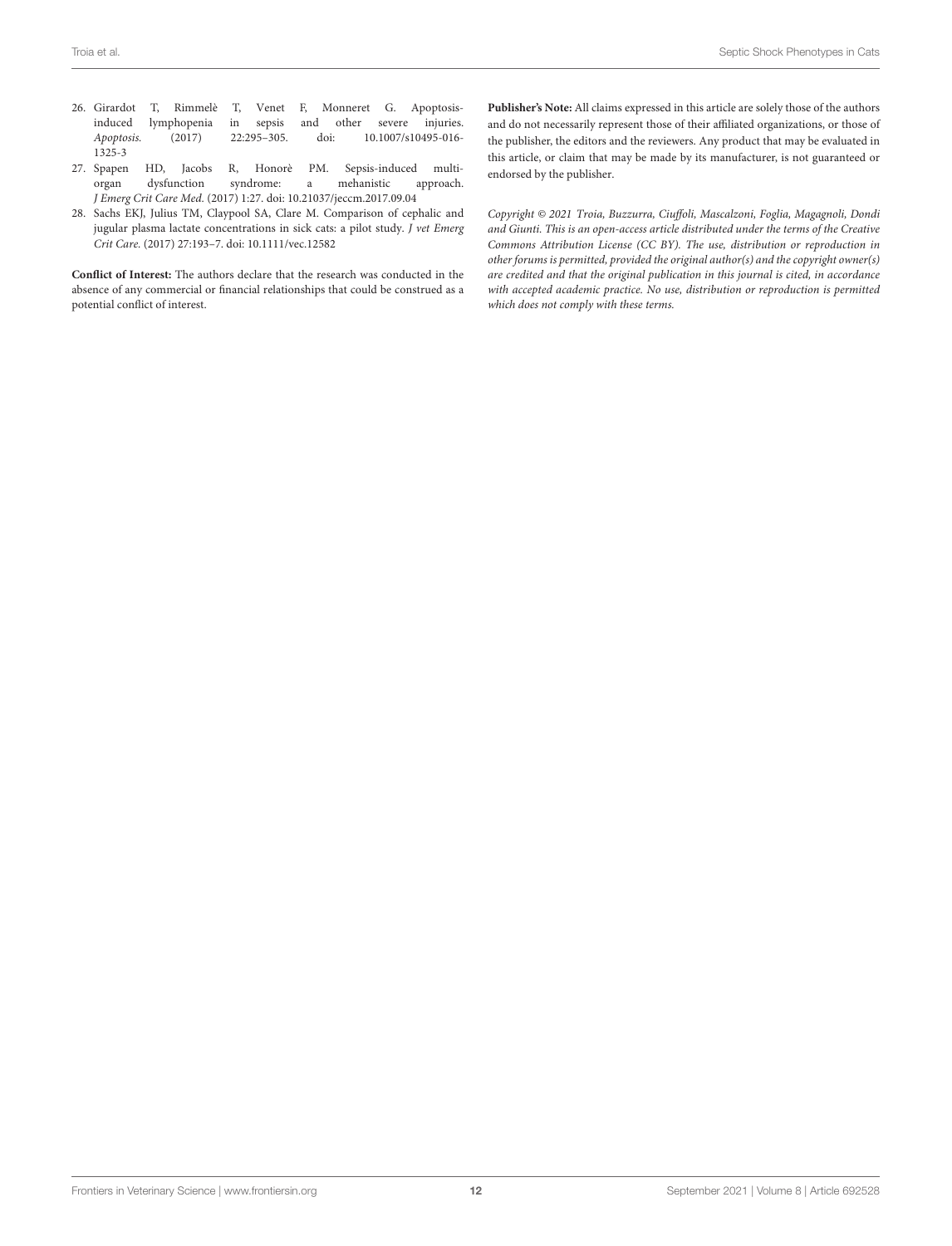26. Girardot T, Rimmelè T, Venet F, Monneret G. Apoptosis-induced lymphopenia in sepsis and other severe injuries. *Apoptosis.* (2017) 22:295–305. doi: 10.1007/s10495-016-1325-3
27. Spapen HD, Jacobs R, Honorè PM. Sepsis-induced multi-organ dysfunction syndrome: a mehanistic approach. *J Emerg Crit Care Med.* (2017) 1:27. doi: 10.21037/jeccm.2017.09.04
28. Sachs EKJ, Julius TM, Claypool SA, Clare M. Comparison of cephalic and jugular plasma lactate concentrations in sick cats: a pilot study. *J vet Emerg Crit Care.* (2017) 27:193–7. doi: 10.1111/vec.12582

**Conflict of Interest:** The authors declare that the research was conducted in the absence of any commercial or financial relationships that could be construed as a potential conflict of interest.

**Publisher's Note:** All claims expressed in this article are solely those of the authors and do not necessarily represent those of their affiliated organizations, or those of the publisher, the editors and the reviewers. Any product that may be evaluated in this article, or claim that may be made by its manufacturer, is not guaranteed or endorsed by the publisher.

*Copyright © 2021 Troia, Buzzurra, Ciuffoli, Mascalzoni, Foglia, Magagnoli, Dondi and Giunti. This is an open-access article distributed under the terms of the Creative Commons Attribution License (CC BY). The use, distribution or reproduction in other forums is permitted, provided the original author(s) and the copyright owner(s) are credited and that the original publication in this journal is cited, in accordance with accepted academic practice. No use, distribution or reproduction is permitted which does not comply with these terms.*